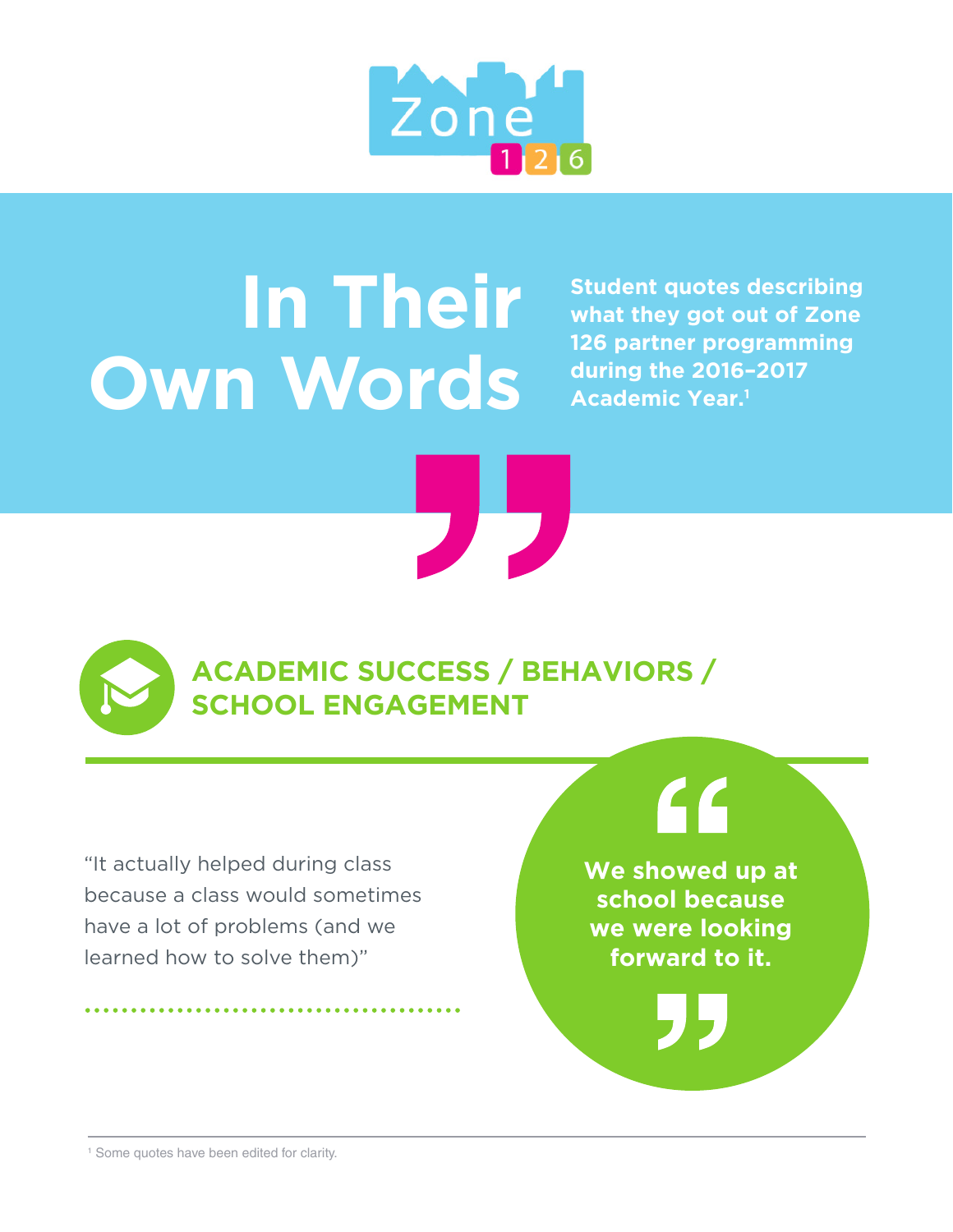Zone 126

# In Their Own Words

**Student quotes describing what they got out of Zone 126 partner programming during the 2016–2017 Academic Year.[1]**

## ACADEMIC SUCCESS / BEHAVIORS / SCHOOL ENGAGEMENT

"It actually helped during class because a class would sometimes have a lot of problems (and we learned how to solve them)"

**"We showed up at school because we were looking forward to it."**

[1] Some quotes have been edited for clarity.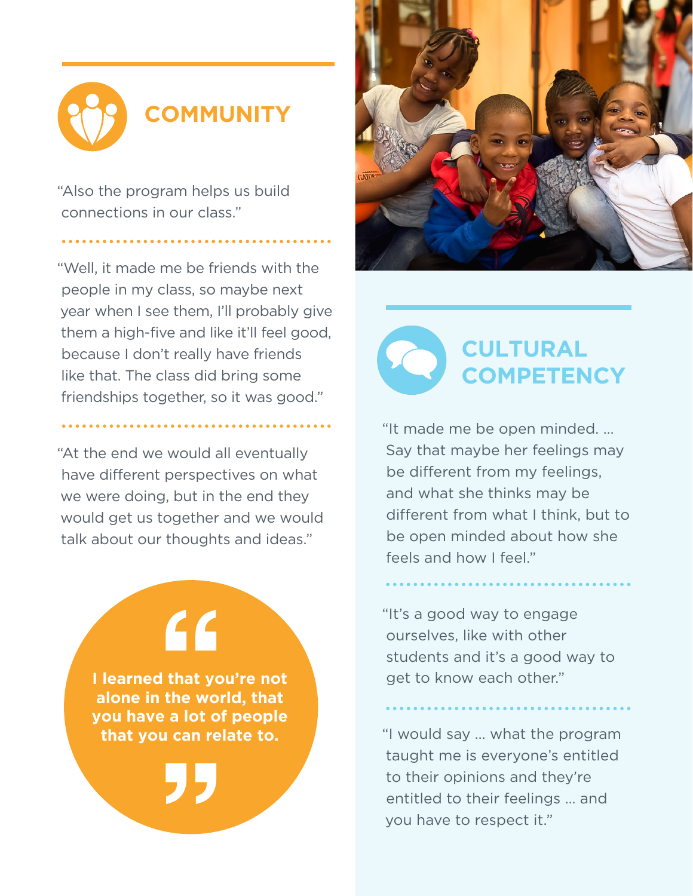## COMMUNITY

"Also the program helps us build connections in our class."

"Well, it made me be friends with the people in my class, so maybe next year when I see them, I'll probably give them a high-five and like it'll feel good, because I don't really have friends like that. The class did bring some friendships together, so it was good."

"At the end we would all eventually have different perspectives on what we were doing, but in the end they would get us together and we would talk about our thoughts and ideas."

> **I learned that you're not alone in the world, that you have a lot of people that you can relate to.**

## CULTURAL COMPETENCY

"It made me be open minded. … Say that maybe her feelings may be different from my feelings, and what she thinks may be different from what I think, but to be open minded about how she feels and how I feel."

"It's a good way to engage ourselves, like with other students and it's a good way to get to know each other."

"I would say … what the program taught me is everyone's entitled to their opinions and they're entitled to their feelings … and you have to respect it."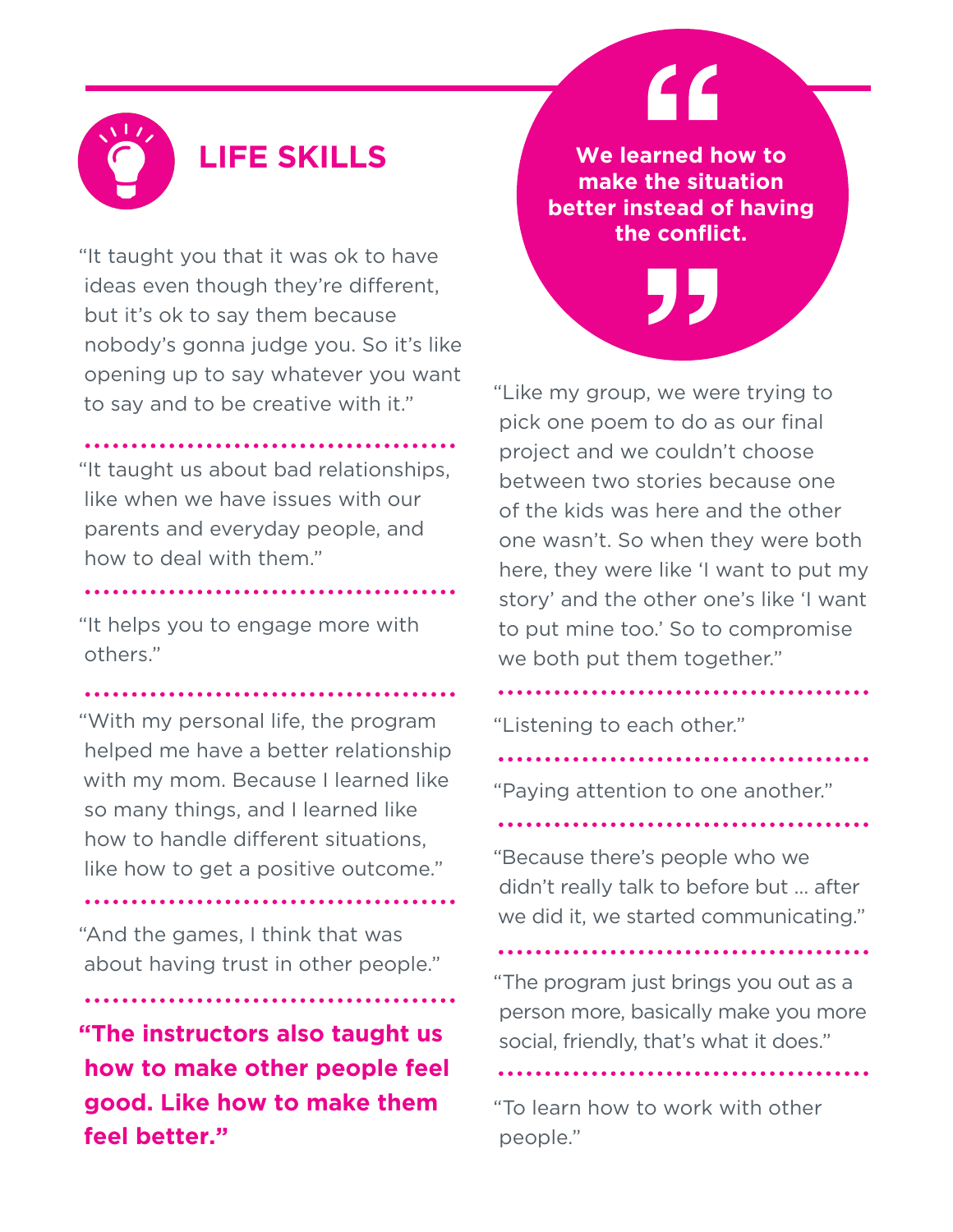## LIFE SKILLS

"It taught you that it was ok to have ideas even though they're different, but it's ok to say them because nobody's gonna judge you. So it's like opening up to say whatever you want to say and to be creative with it."

"It taught us about bad relationships, like when we have issues with our parents and everyday people, and how to deal with them."

"It helps you to engage more with others."

"With my personal life, the program helped me have a better relationship with my mom. Because I learned like so many things, and I learned like how to handle different situations, like how to get a positive outcome."

"And the games, I think that was about having trust in other people."

**"The instructors also taught us how to make other people feel good. Like how to make them feel better."**

> **"We learned how to make the situation better instead of having the conflict."**

"Like my group, we were trying to pick one poem to do as our final project and we couldn't choose between two stories because one of the kids was here and the other one wasn't. So when they were both here, they were like 'I want to put my story' and the other one's like 'I want to put mine too.' So to compromise we both put them together."

"Listening to each other."

"Paying attention to one another."

"Because there's people who we didn't really talk to before but ... after we did it, we started communicating."

"The program just brings you out as a person more, basically make you more social, friendly, that's what it does."

"To learn how to work with other people."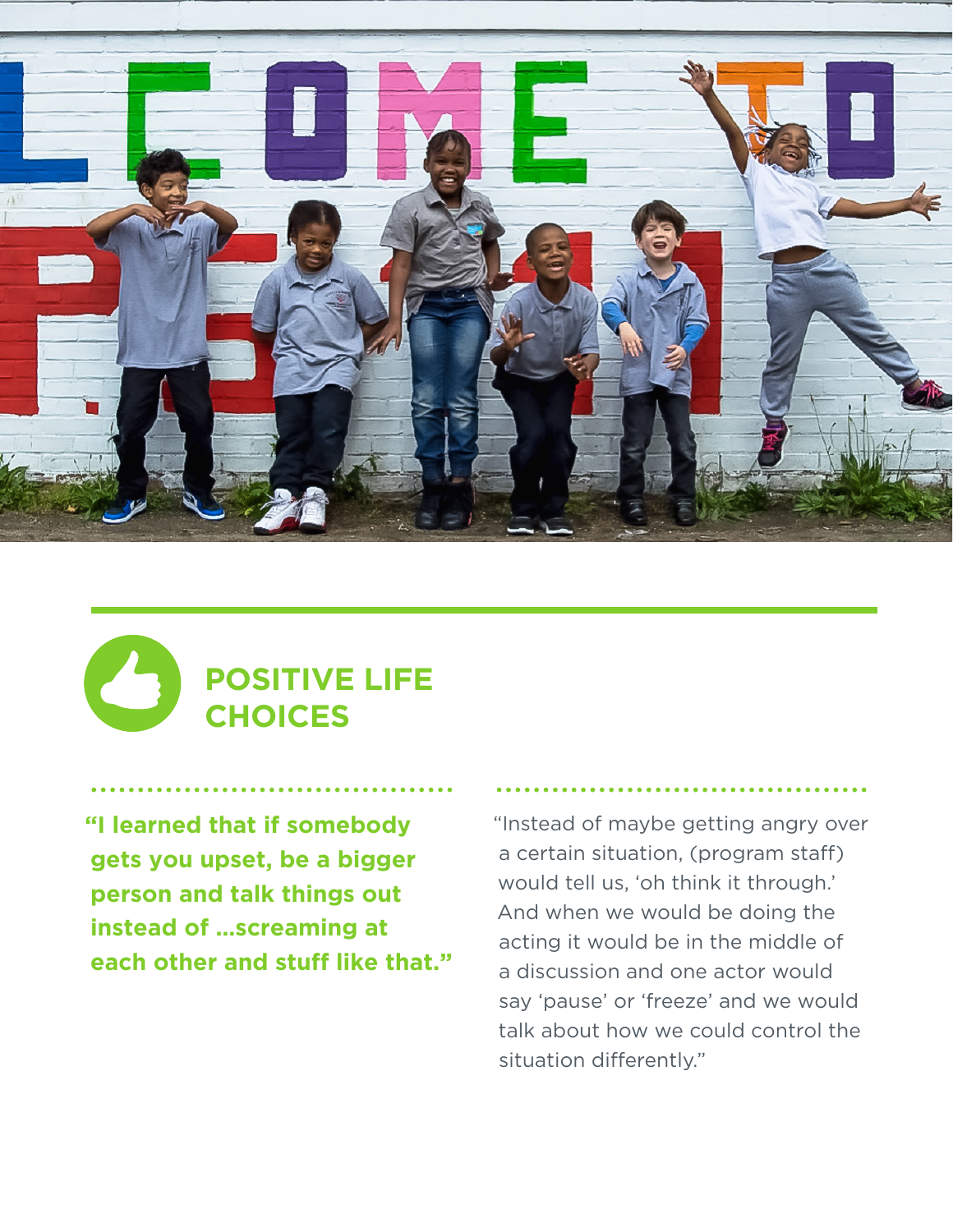## POSITIVE LIFE CHOICES

**"I learned that if somebody gets you upset, be a bigger person and talk things out instead of ...screaming at each other and stuff like that."**

"Instead of maybe getting angry over a certain situation, (program staff) would tell us, 'oh think it through.' And when we would be doing the acting it would be in the middle of a discussion and one actor would say 'pause' or 'freeze' and we would talk about how we could control the situation differently."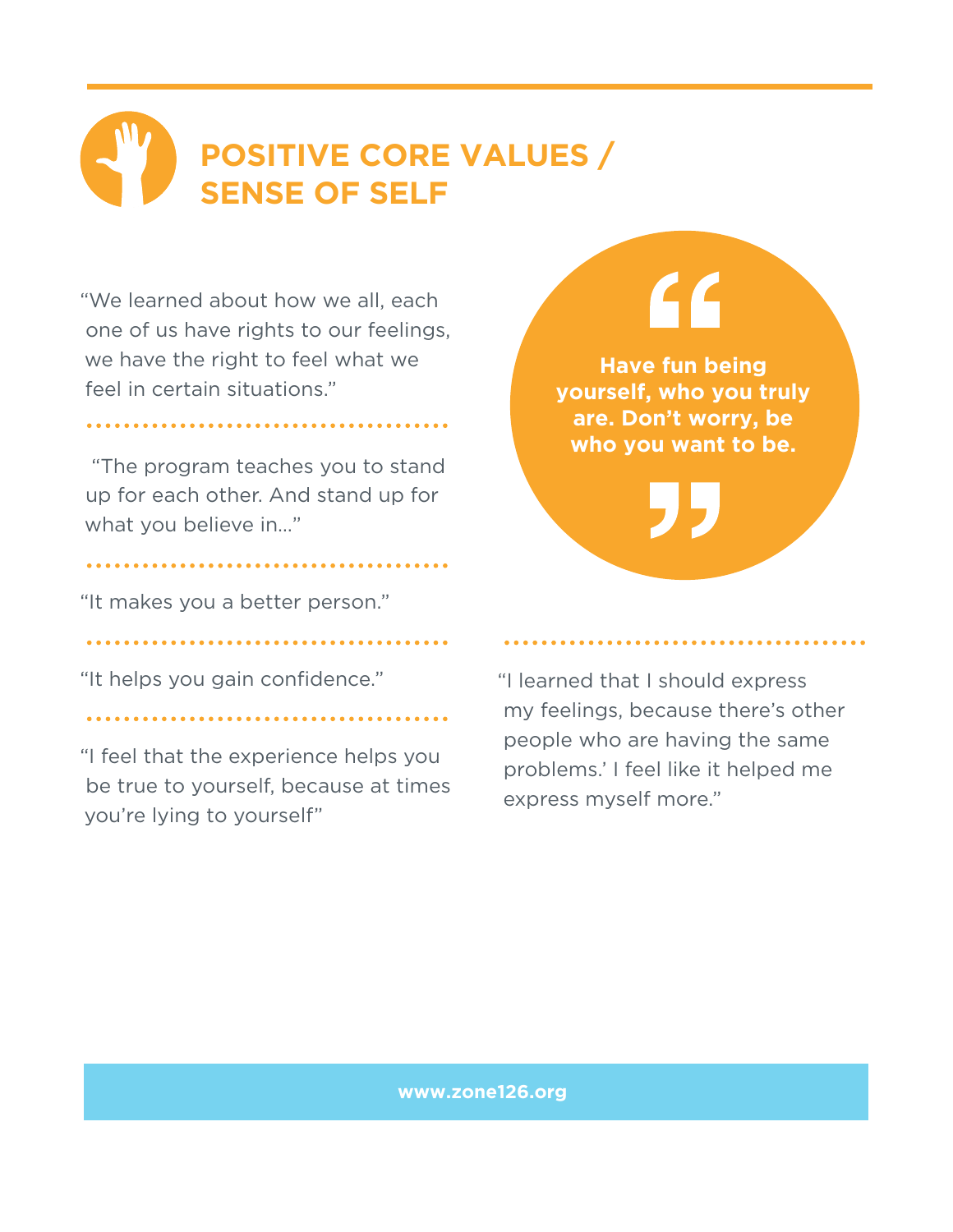# POSITIVE CORE VALUES / SENSE OF SELF

"We learned about how we all, each one of us have rights to our feelings, we have the right to feel what we feel in certain situations."

"The program teaches you to stand up for each other. And stand up for what you believe in..."

"It makes you a better person."

"It helps you gain confidence."

"I feel that the experience helps you be true to yourself, because at times you're lying to yourself"

> **Have fun being yourself, who you truly are. Don't worry, be who you want to be.**

"I learned that I should express my feelings, because there's other people who are having the same problems.' I feel like it helped me express myself more."

**www.zone126.org**